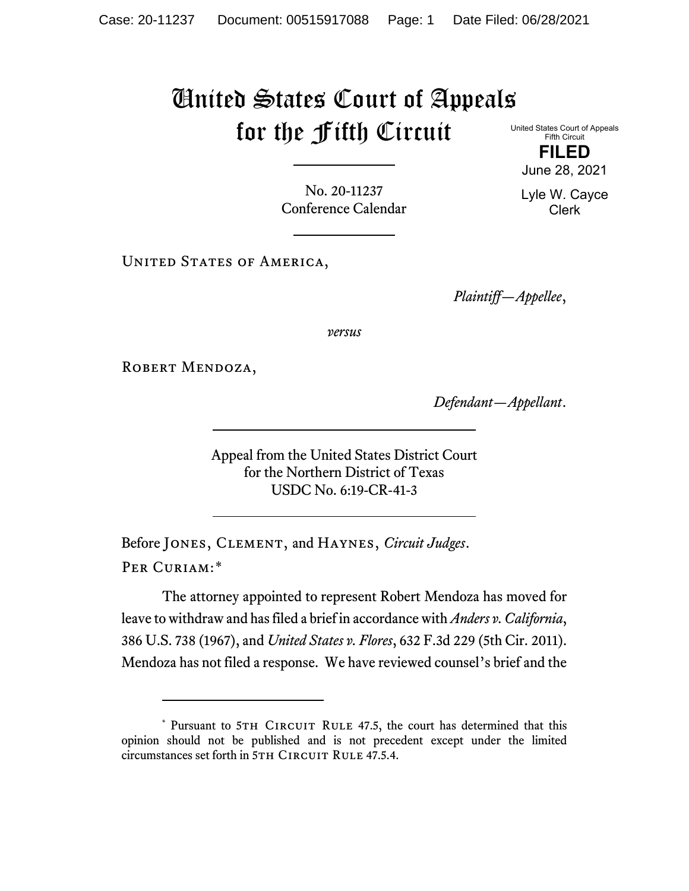# United States Court of Appeals for the Fifth Circuit

United States Court of Appeals
Fifth Circuit

**FILED**

June 28, 2021

Lyle W. Cayce
Clerk

No. 20-11237
Conference Calendar

United States of America,

*Plaintiff—Appellee*,

*versus*

Robert Mendoza,

*Defendant—Appellant*.

Appeal from the United States District Court
for the Northern District of Texas
USDC No. 6:19-CR-41-3

Before Jones, Clement, and Haynes, *Circuit Judges*.

Per Curiam:*

The attorney appointed to represent Robert Mendoza has moved for leave to withdraw and has filed a brief in accordance with *Anders v. California*, 386 U.S. 738 (1967), and *United States v. Flores*, 632 F.3d 229 (5th Cir. 2011). Mendoza has not filed a response. We have reviewed counsel's brief and the

---

* Pursuant to 5th Circuit Rule 47.5, the court has determined that this opinion should not be published and is not precedent except under the limited circumstances set forth in 5th Circuit Rule 47.5.4.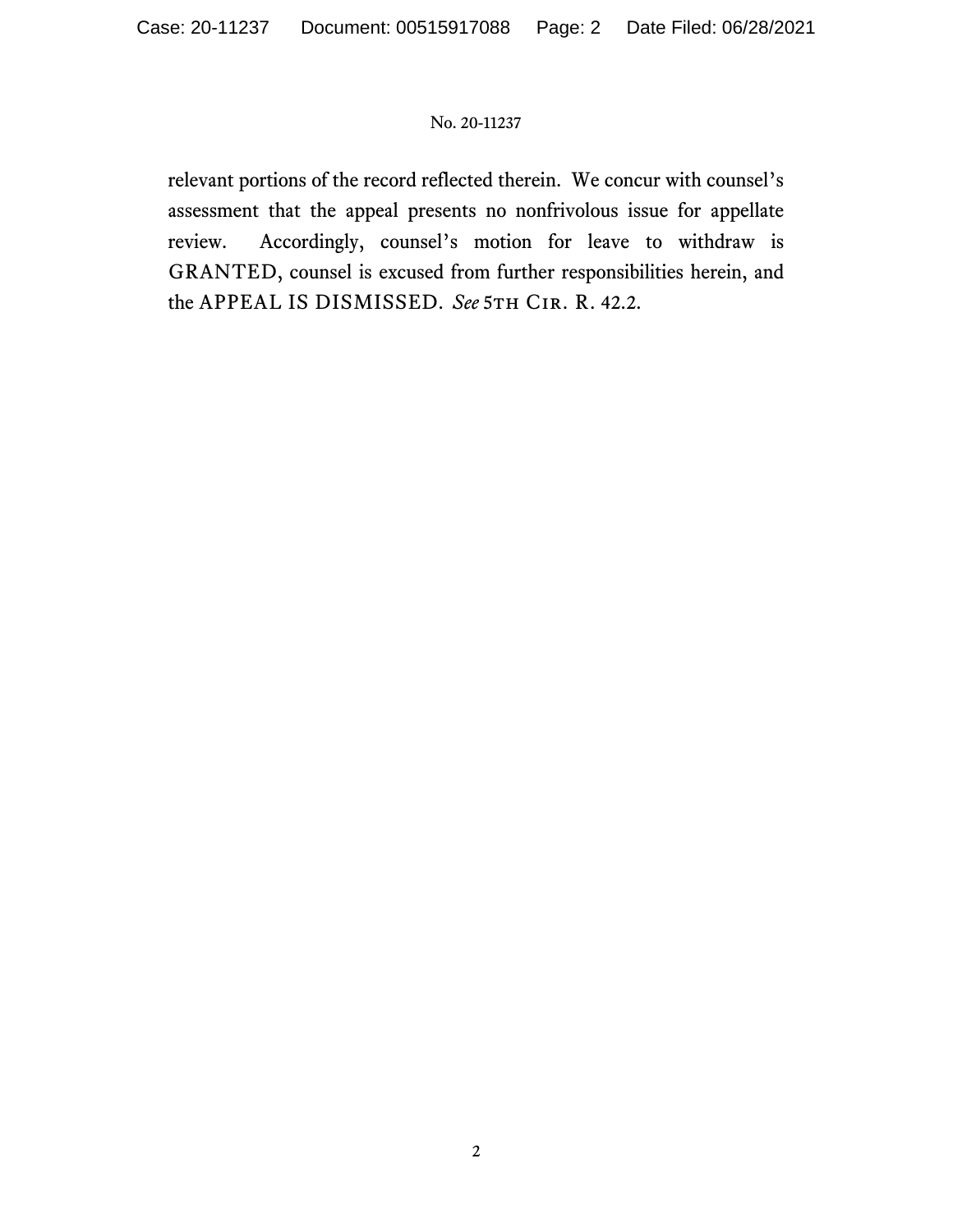relevant portions of the record reflected therein. We concur with counsel's assessment that the appeal presents no nonfrivolous issue for appellate review. Accordingly, counsel's motion for leave to withdraw is GRANTED, counsel is excused from further responsibilities herein, and the APPEAL IS DISMISSED. *See* 5TH CIR. R. 42.2.